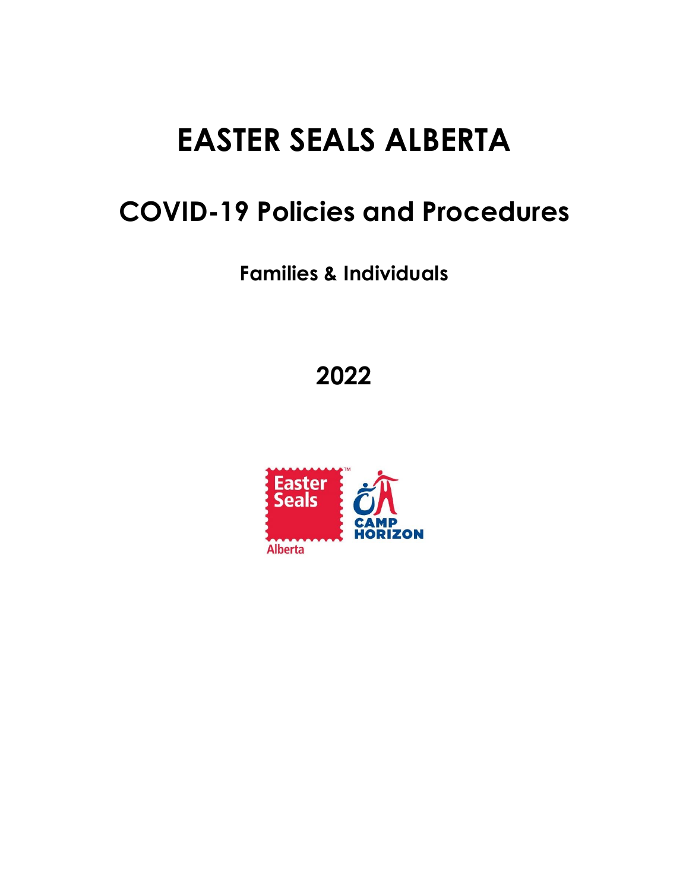# EASTER SEALS ALBERTA

## COVID-19 Policies and Procedures

### Families & Individuals

## 2022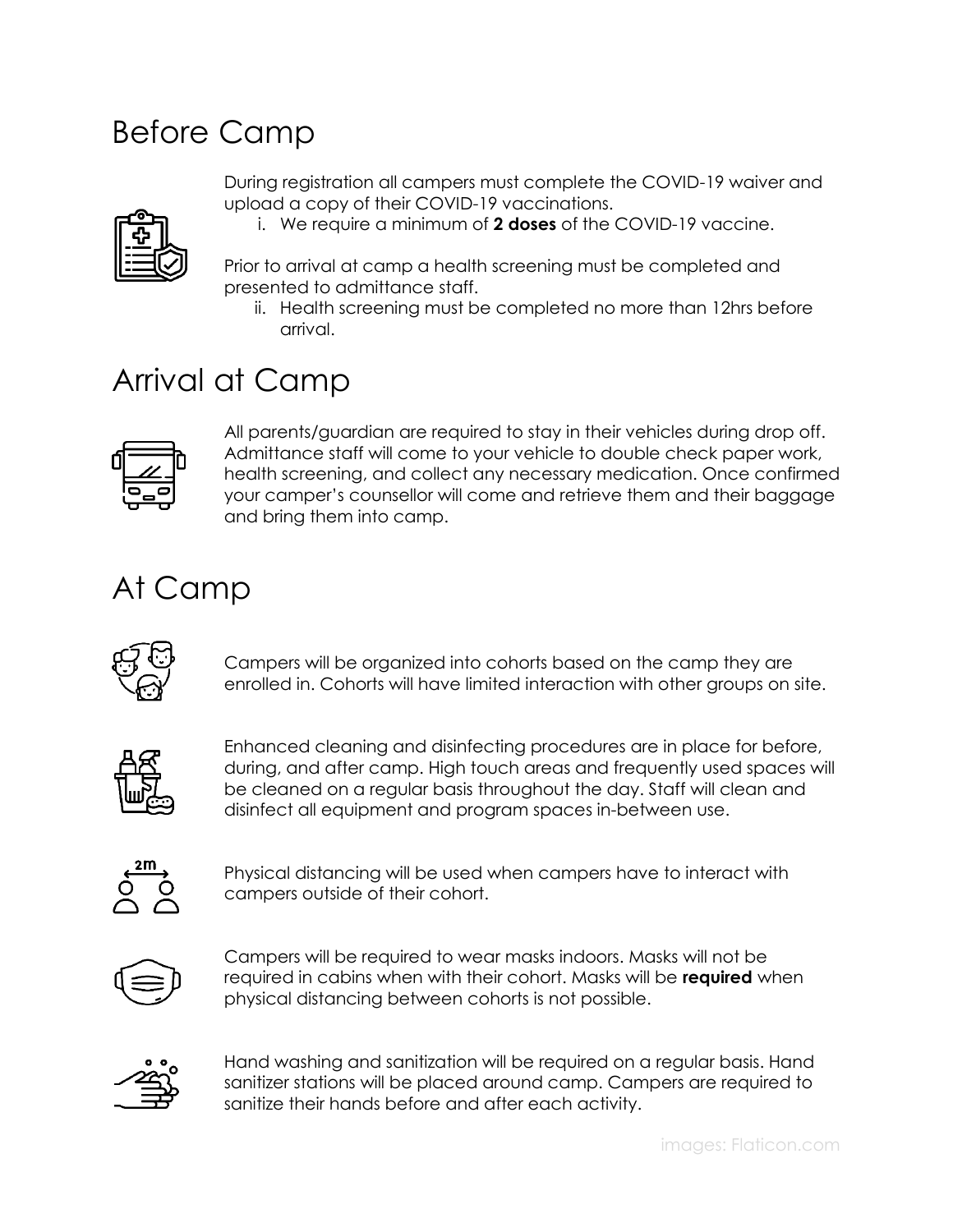## Before Camp

During registration all campers must complete the COVID-19 waiver and upload a copy of their COVID-19 vaccinations.

i. We require a minimum of **2 doses** of the COVID-19 vaccine.

Prior to arrival at camp a health screening must be completed and presented to admittance staff.

ii. Health screening must be completed no more than 12hrs before arrival.

## Arrival at Camp

All parents/guardian are required to stay in their vehicles during drop off. Admittance staff will come to your vehicle to double check paper work, health screening, and collect any necessary medication. Once confirmed your camper's counsellor will come and retrieve them and their baggage and bring them into camp.

## At Camp

Campers will be organized into cohorts based on the camp they are enrolled in. Cohorts will have limited interaction with other groups on site.

Enhanced cleaning and disinfecting procedures are in place for before, during, and after camp. High touch areas and frequently used spaces will be cleaned on a regular basis throughout the day. Staff will clean and disinfect all equipment and program spaces in-between use.

Physical distancing will be used when campers have to interact with campers outside of their cohort.

Campers will be required to wear masks indoors. Masks will not be required in cabins when with their cohort. Masks will be **required** when physical distancing between cohorts is not possible.

Hand washing and sanitization will be required on a regular basis. Hand sanitizer stations will be placed around camp. Campers are required to sanitize their hands before and after each activity.

images: Flaticon.com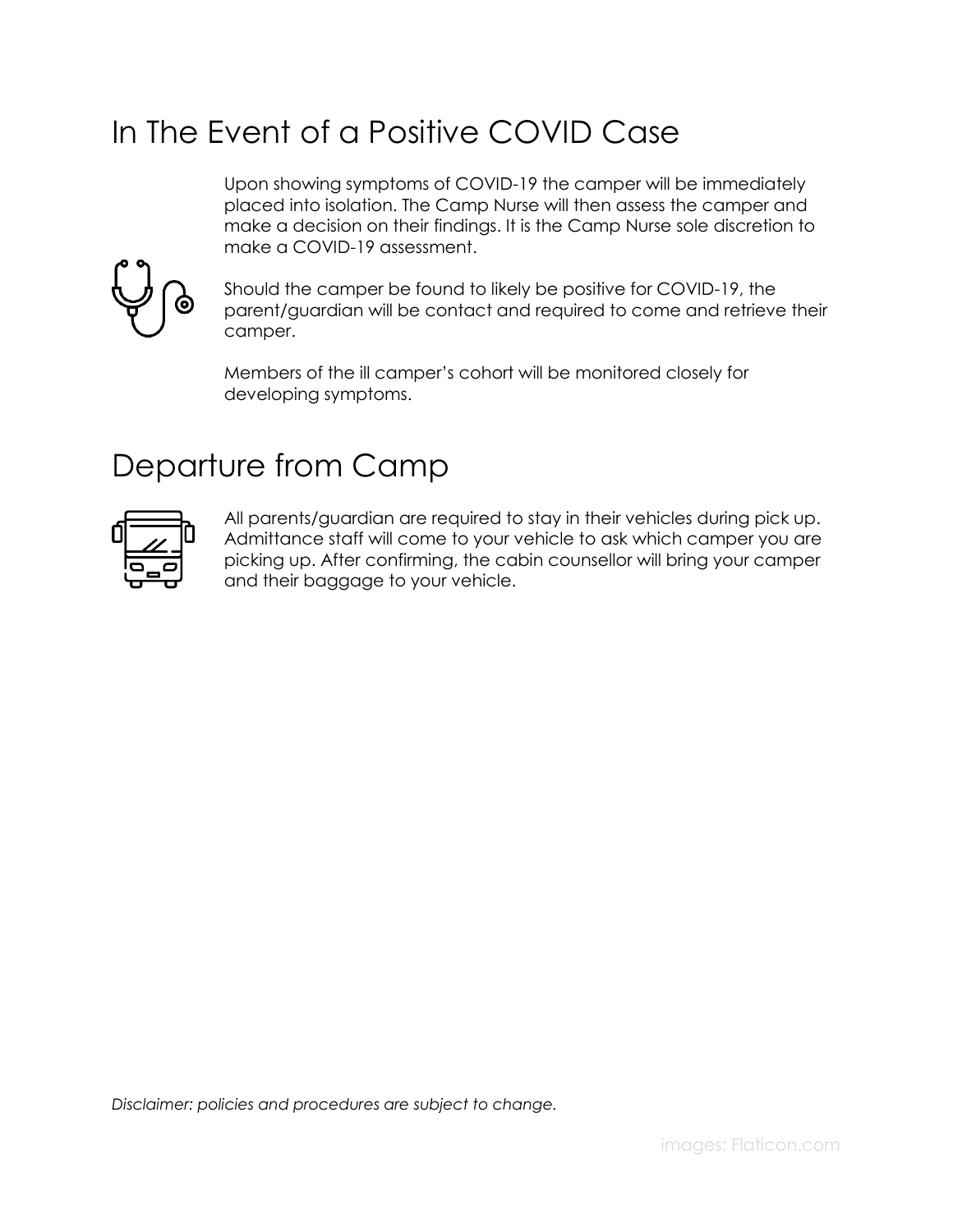# In The Event of a Positive COVID Case

Upon showing symptoms of COVID-19 the camper will be immediately placed into isolation. The Camp Nurse will then assess the camper and make a decision on their findings. It is the Camp Nurse sole discretion to make a COVID-19 assessment.

Should the camper be found to likely be positive for COVID-19, the parent/guardian will be contact and required to come and retrieve their camper.

Members of the ill camper's cohort will be monitored closely for developing symptoms.

# Departure from Camp

All parents/guardian are required to stay in their vehicles during pick up. Admittance staff will come to your vehicle to ask which camper you are picking up. After confirming, the cabin counsellor will bring your camper and their baggage to your vehicle.

*Disclaimer: policies and procedures are subject to change.*

images: Flaticon.com